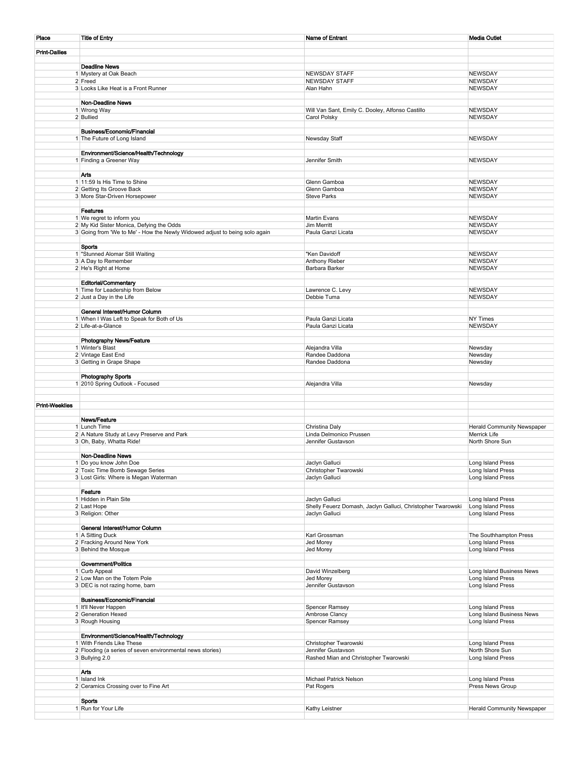| Place | Title of Entry | Name of Entrant | Media Outlet |
|---|---|---|---|
| **Print-Dailies** | | | |
| | **Deadline News** | | |
| 1 | Mystery at Oak Beach | NEWSDAY STAFF | NEWSDAY |
| 2 | Freed | NEWSDAY STAFF | NEWSDAY |
| 3 | Looks Like Heat is a Front Runner | Alan Hahn | NEWSDAY |
| | **Non-Deadline News** | | |
| 1 | Wrong Way | Will Van Sant, Emily C. Dooley, Alfonso Castillo | NEWSDAY |
| 2 | Bullied | Carol Polsky | NEWSDAY |
| | **Business/Economic/Financial** | | |
| 1 | The Future of Long Island | Newsday Staff | NEWSDAY |
| | **Environment/Science/Health/Technology** | | |
| 1 | Finding a Greener Way | Jennifer Smith | NEWSDAY |
| | **Arts** | | |
| 1 | 11:59 Is His Time to Shine | Glenn Gamboa | NEWSDAY |
| 2 | Getting Its Groove Back | Glenn Gamboa | NEWSDAY |
| 3 | More Star-Driven Horsepower | Steve Parks | NEWSDAY |
| | **Features** | | |
| 1 | We regret to inform you | Martin Evans | NEWSDAY |
| 2 | My Kid Sister Monica, Defying the Odds | Jim Merritt | NEWSDAY |
| 3 | Going from 'We to Me' - How the Newly Widowed adjust to being solo again | Paula Ganzi Licata | NEWSDAY |
| | **Sports** | | |
| 1 | "Stunned Alomar Still Waiting | "Ken Davidoff | NEWSDAY |
| 3 | A Day to Remember | Anthony Rieber | NEWSDAY |
| 2 | He's Right at Home | Barbara Barker | NEWSDAY |
| | **Editorial/Commentary** | | |
| 1 | Time for Leadership from Below | Lawrence C. Levy | NEWSDAY |
| 2 | Just a Day in the Life | Debbie Tuma | NEWSDAY |
| | **General Interest/Humor Column** | | |
| 1 | When I Was Left to Speak for Both of Us | Paula Ganzi Licata | NY Times |
| 2 | Life-at-a-Glance | Paula Ganzi Licata | NEWSDAY |
| | **Photography News/Feature** | | |
| 1 | Winter's Blast | Alejandra Villa | Newsday |
| 2 | Vintage East End | Randee Daddona | Newsday |
| 3 | Getting in Grape Shape | Randee Daddona | Newsday |
| | **Photography Sports** | | |
| 1 | 2010 Spring Outlook - Focused | Alejandra Villa | Newsday |
| **Print-Weeklies** | | | |
| | **News/Feature** | | |
| 1 | Lunch Time | Christina Daly | Herald Community Newspaper |
| 2 | A Nature Study at Levy Preserve and Park | Linda Delmonico Prussen | Merrick Life |
| 3 | Oh, Baby, Whatta Ride! | Jennifer Gustavson | North Shore Sun |
| | **Non-Deadline News** | | |
| 1 | Do you know John Doe | Jaclyn Galluci | Long Island Press |
| 2 | Toxic Time Bomb Sewage Series | Christopher Twarowski | Long Island Press |
| 3 | Lost Girls: Where is Megan Waterman | Jaclyn Galluci | Long Island Press |
| | **Feature** | | |
| 1 | Hidden in Plain Site | Jaclyn Galluci | Long Island Press |
| 2 | Last Hope | Shelly Feuerz Domash, Jaclyn Galluci, Christopher Twarowski | Long Island Press |
| 3 | Religion: Other | Jaclyn Galluci | Long Island Press |
| | **General Interest/Humor Column** | | |
| 1 | A Sitting Duck | Karl Grossman | The Southhampton Press |
| 2 | Fracking Around New York | Jed Morey | Long Island Press |
| 3 | Behind the Mosque | Jed Morey | Long Island Press |
| | **Government/Politics** | | |
| 1 | Curb Appeal | David Winzelberg | Long Island Business News |
| 2 | Low Man on the Totem Pole | Jed Morey | Long Island Press |
| 3 | DEC is not razing home, barn | Jennifer Gustavson | Long Island Press |
| | **Business/Economic/Financial** | | |
| 1 | It'll Never Happen | Spencer Ramsey | Long Island Press |
| 2 | Generation Hexed | Ambrose Clancy | Long Island Business News |
| 3 | Rough Housing | Spencer Ramsey | Long Island Press |
| | **Environment/Science/Health/Technology** | | |
| 1 | With Friends Like These | Christopher Twarowski | Long Island Press |
| 2 | Flooding (a series of seven environmental news stories) | Jennifer Gustavson | North Shore Sun |
| 3 | Bullying 2.0 | Rashed Mian and Christopher Twarowski | Long Island Press |
| | **Arts** | | |
| 1 | Island Ink | Michael Patrick Nelson | Long Island Press |
| 2 | Ceramics Crossing over to Fine Art | Pat Rogers | Press News Group |
| | **Sports** | | |
| 1 | Run for Your Life | Kathy Leistner | Herald Community Newspaper |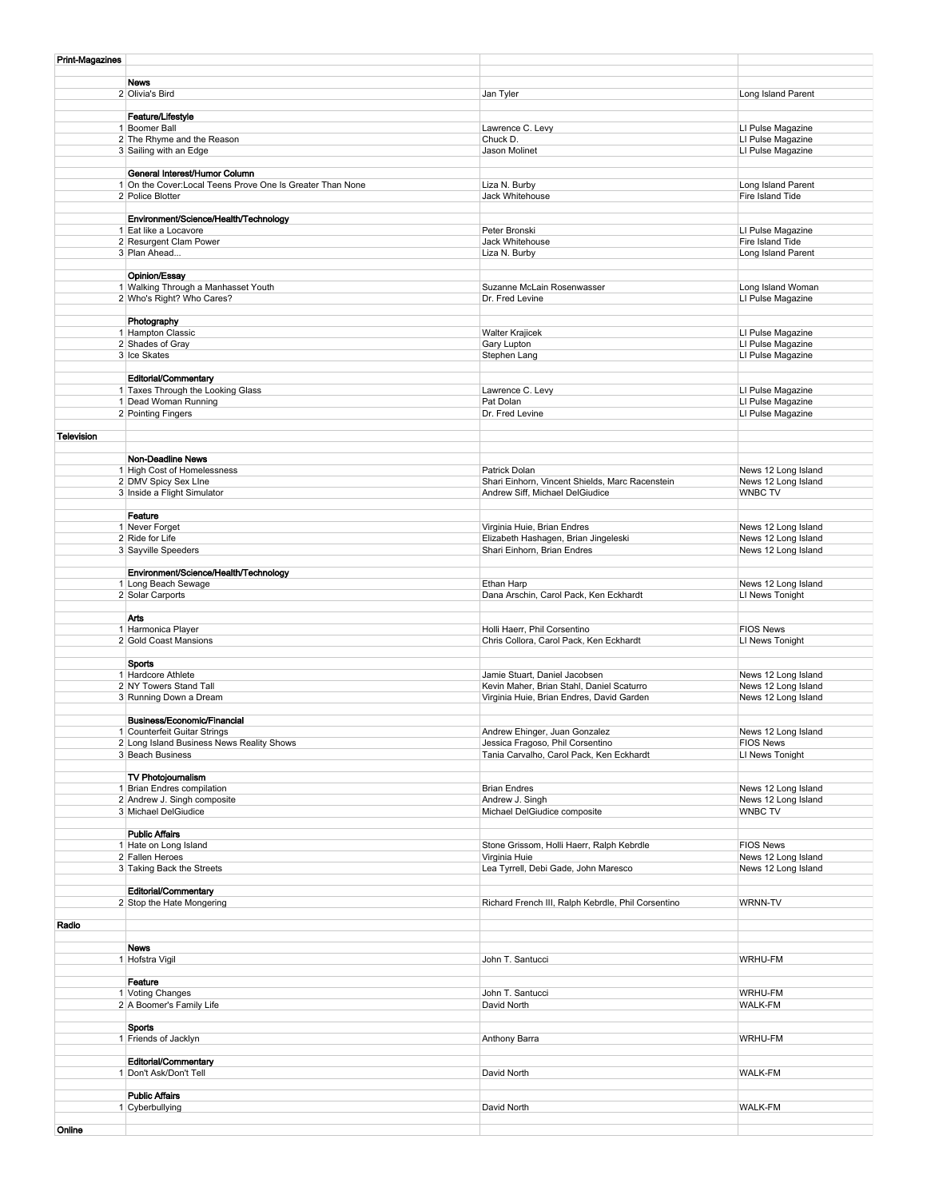| | | | |
|---|---|---|---|
| Print-Magazines | | | |
| | **News** | | |
| | 2 Olivia's Bird | Jan Tyler | Long Island Parent |
| | **Feature/Lifestyle** | | |
| | 1 Boomer Ball | Lawrence C. Levy | LI Pulse Magazine |
| | 2 The Rhyme and the Reason | Chuck D. | LI Pulse Magazine |
| | 3 Sailing with an Edge | Jason Molinet | LI Pulse Magazine |
| | **General Interest/Humor Column** | | |
| | 1 On the Cover:Local Teens Prove One Is Greater Than None | Liza N. Burby | Long Island Parent |
| | 2 Police Blotter | Jack Whitehouse | Fire Island Tide |
| | **Environment/Science/Health/Technology** | | |
| | 1 Eat like a Locavore | Peter Bronski | LI Pulse Magazine |
| | 2 Resurgent Clam Power | Jack Whitehouse | Fire Island Tide |
| | 3 Plan Ahead... | Liza N. Burby | Long Island Parent |
| | **Opinion/Essay** | | |
| | 1 Walking Through a Manhasset Youth | Suzanne McLain Rosenwasser | Long Island Woman |
| | 2 Who's Right? Who Cares? | Dr. Fred Levine | LI Pulse Magazine |
| | **Photography** | | |
| | 1 Hampton Classic | Walter Krajicek | LI Pulse Magazine |
| | 2 Shades of Gray | Gary Lupton | LI Pulse Magazine |
| | 3 Ice Skates | Stephen Lang | LI Pulse Magazine |
| | **Editorial/Commentary** | | |
| | 1 Taxes Through the Looking Glass | Lawrence C. Levy | LI Pulse Magazine |
| | 1 Dead Woman Running | Pat Dolan | LI Pulse Magazine |
| | 2 Pointing Fingers | Dr. Fred Levine | LI Pulse Magazine |
| Television | | | |
| | **Non-Deadline News** | | |
| | 1 High Cost of Homelessness | Patrick Dolan | News 12 Long Island |
| | 2 DMV Spicy Sex LIne | Shari Einhorn, Vincent Shields, Marc Racenstein | News 12 Long Island |
| | 3 Inside a Flight Simulator | Andrew Siff, Michael DelGiudice | WNBC TV |
| | **Feature** | | |
| | 1 Never Forget | Virginia Huie, Brian Endres | News 12 Long Island |
| | 2 Ride for Life | Elizabeth Hashagen, Brian Jingeleski | News 12 Long Island |
| | 3 Sayville Speeders | Shari Einhorn, Brian Endres | News 12 Long Island |
| | **Environment/Science/Health/Technology** | | |
| | 1 Long Beach Sewage | Ethan Harp | News 12 Long Island |
| | 2 Solar Carports | Dana Arschin, Carol Pack, Ken Eckhardt | LI News Tonight |
| | **Arts** | | |
| | 1 Harmonica Player | Holli Haerr, Phil Corsentino | FIOS News |
| | 2 Gold Coast Mansions | Chris Collora, Carol Pack, Ken Eckhardt | LI News Tonight |
| | **Sports** | | |
| | 1 Hardcore Athlete | Jamie Stuart, Daniel Jacobsen | News 12 Long Island |
| | 2 NY Towers Stand Tall | Kevin Maher, Brian Stahl, Daniel Scaturro | News 12 Long Island |
| | 3 Running Down a Dream | Virginia Huie, Brian Endres, David Garden | News 12 Long Island |
| | **Business/Economic/Financial** | | |
| | 1 Counterfeit Guitar Strings | Andrew Ehinger, Juan Gonzalez | News 12 Long Island |
| | 2 Long Island Business News Reality Shows | Jessica Fragoso, Phil Corsentino | FIOS News |
| | 3 Beach Business | Tania Carvalho, Carol Pack, Ken Eckhardt | LI News Tonight |
| | **TV Photojournalism** | | |
| | 1 Brian Endres compilation | Brian Endres | News 12 Long Island |
| | 2 Andrew J. Singh composite | Andrew J. Singh | News 12 Long Island |
| | 3 Michael DelGiudice | Michael DelGiudice composite | WNBC TV |
| | **Public Affairs** | | |
| | 1 Hate on Long Island | Stone Grissom, Holli Haerr, Ralph Kebrdle | FIOS News |
| | 2 Fallen Heroes | Virginia Huie | News 12 Long Island |
| | 3 Taking Back the Streets | Lea Tyrrell, Debi Gade, John Maresco | News 12 Long Island |
| | **Editorial/Commentary** | | |
| | 2 Stop the Hate Mongering | Richard French III, Ralph Kebrdle, Phil Corsentino | WRNN-TV |
| Radio | | | |
| | **News** | | |
| | 1 Hofstra Vigil | John T. Santucci | WRHU-FM |
| | **Feature** | | |
| | 1 Voting Changes | John T. Santucci | WRHU-FM |
| | 2 A Boomer's Family Life | David North | WALK-FM |
| | **Sports** | | |
| | 1 Friends of Jacklyn | Anthony Barra | WRHU-FM |
| | **Editorial/Commentary** | | |
| | 1 Don't Ask/Don't Tell | David North | WALK-FM |
| | **Public Affairs** | | |
| | 1 Cyberbullying | David North | WALK-FM |
| Online | | | |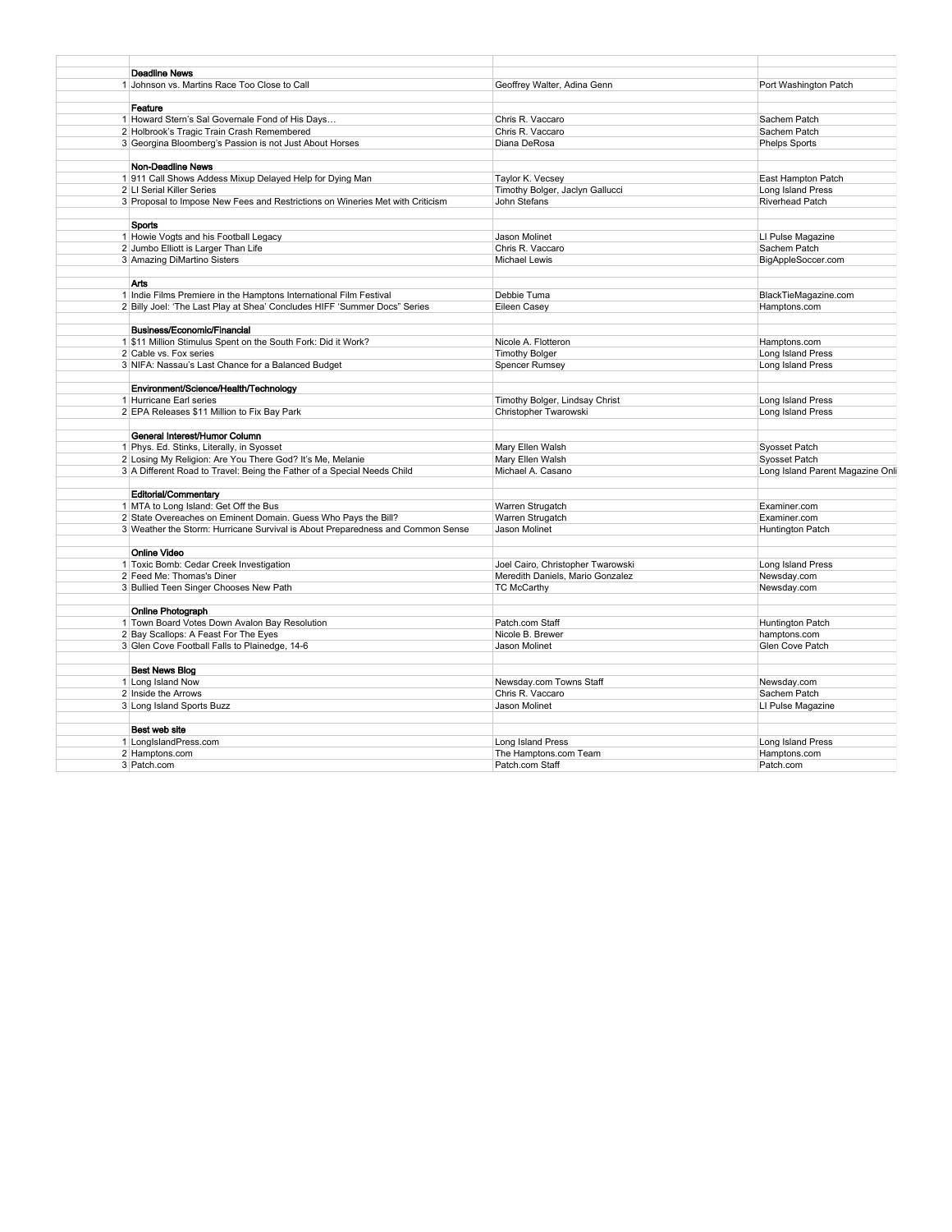| | | | |
|---|---|---|---|
| | **Deadline News** | | |
| 1 | Johnson vs. Martins Race Too Close to Call | Geoffrey Walter, Adina Genn | Port Washington Patch |
| | | | |
| | **Feature** | | |
| 1 | Howard Stern's Sal Governale Fond of His Days… | Chris R. Vaccaro | Sachem Patch |
| 2 | Holbrook's Tragic Train Crash Remembered | Chris R. Vaccaro | Sachem Patch |
| 3 | Georgina Bloomberg's Passion is not Just About Horses | Diana DeRosa | Phelps Sports |
| | | | |
| | **Non-Deadline News** | | |
| 1 | 911 Call Shows Addess Mixup Delayed Help for Dying Man | Taylor K. Vecsey | East Hampton Patch |
| 2 | LI Serial Killer Series | Timothy Bolger, Jaclyn Gallucci | Long Island Press |
| 3 | Proposal to Impose New Fees and Restrictions on Wineries Met with Criticism | John Stefans | Riverhead Patch |
| | | | |
| | **Sports** | | |
| 1 | Howie Vogts and his Football Legacy | Jason Molinet | LI Pulse Magazine |
| 2 | Jumbo Elliott is Larger Than Life | Chris R. Vaccaro | Sachem Patch |
| 3 | Amazing DiMartino Sisters | Michael Lewis | BigAppleSoccer.com |
| | | | |
| | **Arts** | | |
| 1 | Indie Films Premiere in the Hamptons International Film Festival | Debbie Tuma | BlackTieMagazine.com |
| 2 | Billy Joel: 'The Last Play at Shea' Concludes HIFF 'Summer Docs" Series | Eileen Casey | Hamptons.com |
| | | | |
| | **Business/Economic/Financial** | | |
| 1 | $11 Million Stimulus Spent on the South Fork: Did it Work? | Nicole A. Flotteron | Hamptons.com |
| 2 | Cable vs. Fox series | Timothy Bolger | Long Island Press |
| 3 | NIFA: Nassau's Last Chance for a Balanced Budget | Spencer Rumsey | Long Island Press |
| | | | |
| | **Environment/Science/Health/Technology** | | |
| 1 | Hurricane Earl series | Timothy Bolger, Lindsay Christ | Long Island Press |
| 2 | EPA Releases $11 Million to Fix Bay Park | Christopher Twarowski | Long Island Press |
| | | | |
| | **General Interest/Humor Column** | | |
| 1 | Phys. Ed. Stinks, Literally, in Syosset | Mary Ellen Walsh | Syosset Patch |
| 2 | Losing My Religion: Are You There God? It's Me, Melanie | Mary Ellen Walsh | Syosset Patch |
| 3 | A Different Road to Travel: Being the Father of a Special Needs Child | Michael A. Casano | Long Island Parent Magazine Onli |
| | | | |
| | **Editorial/Commentary** | | |
| 1 | MTA to Long Island: Get Off the Bus | Warren Strugatch | Examiner.com |
| 2 | State Overeaches on Eminent Domain. Guess Who Pays the Bill? | Warren Strugatch | Examiner.com |
| 3 | Weather the Storm: Hurricane Survival is About Preparedness and Common Sense | Jason Molinet | Huntington Patch |
| | | | |
| | **Online Video** | | |
| 1 | Toxic Bomb: Cedar Creek Investigation | Joel Cairo, Christopher Twarowski | Long Island Press |
| 2 | Feed Me: Thomas's Diner | Meredith Daniels, Mario Gonzalez | Newsday.com |
| 3 | Bullied Teen Singer Chooses New Path | TC McCarthy | Newsday.com |
| | | | |
| | **Online Photograph** | | |
| 1 | Town Board Votes Down Avalon Bay Resolution | Patch.com Staff | Huntington Patch |
| 2 | Bay Scallops: A Feast For The Eyes | Nicole B. Brewer | hamptons.com |
| 3 | Glen Cove Football Falls to Plainedge, 14-6 | Jason Molinet | Glen Cove Patch |
| | | | |
| | **Best News Blog** | | |
| 1 | Long Island Now | Newsday.com Towns Staff | Newsday.com |
| 2 | Inside the Arrows | Chris R. Vaccaro | Sachem Patch |
| 3 | Long Island Sports Buzz | Jason Molinet | LI Pulse Magazine |
| | | | |
| | **Best web site** | | |
| 1 | LongIslandPress.com | Long Island Press | Long Island Press |
| 2 | Hamptons.com | The Hamptons.com Team | Hamptons.com |
| 3 | Patch.com | Patch.com Staff | Patch.com |